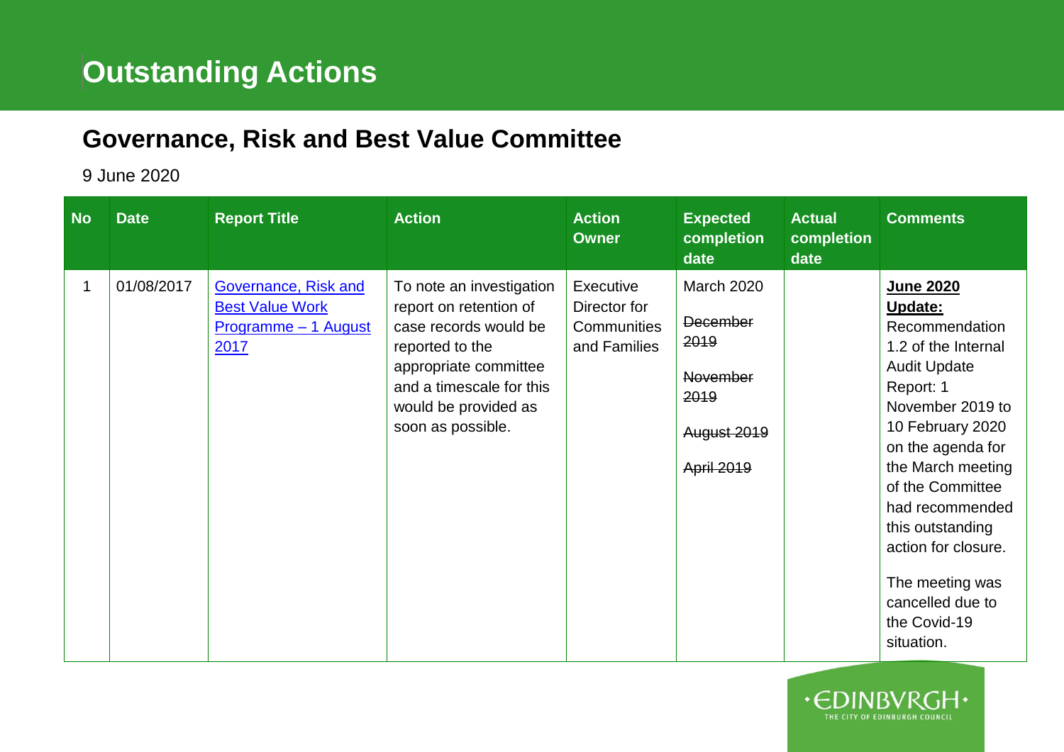# Outstanding Actions

## Governance, Risk and Best Value Committee

9 June 2020

| No | Date | Report Title | Action | Action Owner | Expected completion date | Actual completion date | Comments |
|---|---|---|---|---|---|---|---|
| 1 | 01/08/2017 | Governance, Risk and Best Value Work Programme – 1 August 2017 | To note an investigation report on retention of case records would be reported to the appropriate committee and a timescale for this would be provided as soon as possible. | Executive Director for Communities and Families | March 2020<br><br>~~December 2019~~<br><br>~~November 2019~~<br><br>~~August 2019~~<br><br>~~April 2019~~ | | **June 2020 Update:** Recommendation 1.2 of the Internal Audit Update Report: 1 November 2019 to 10 February 2020 on the agenda for the March meeting of the Committee had recommended this outstanding action for closure.<br><br>The meeting was cancelled due to the Covid-19 situation. |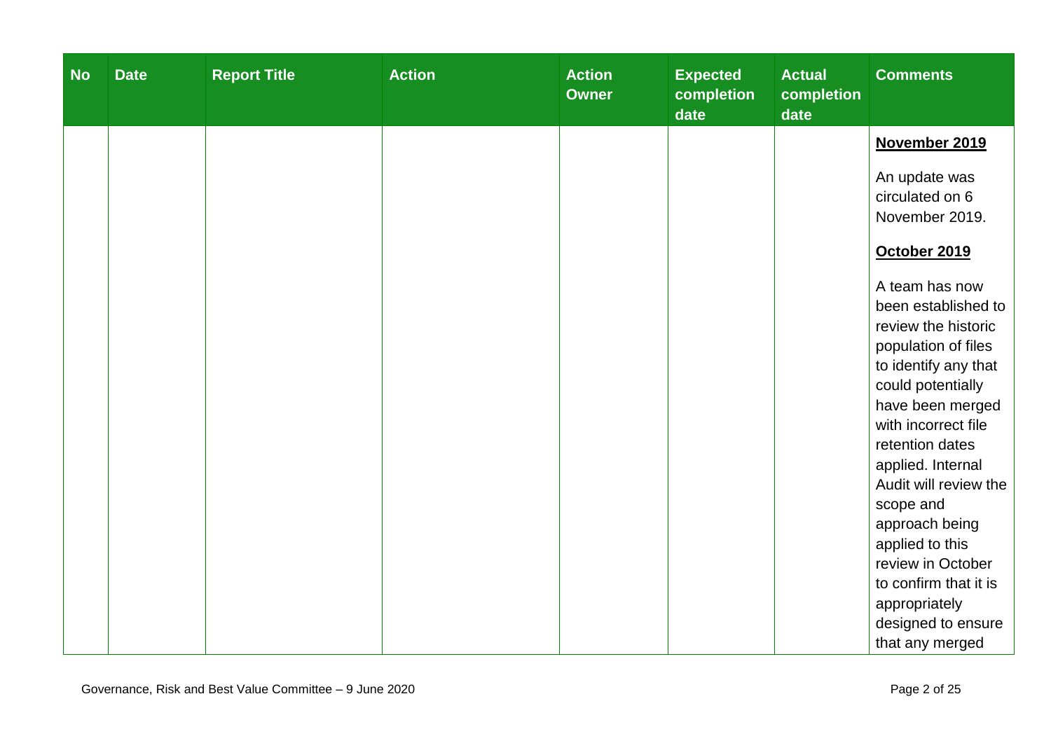| No | Date | Report Title | Action | Action Owner | Expected completion date | Actual completion date | Comments |
|---|---|---|---|---|---|---|---|
| | | | | | | | **November 2019**<br><br>An update was circulated on 6 November 2019.<br><br>**October 2019**<br><br>A team has now been established to review the historic population of files to identify any that could potentially have been merged with incorrect file retention dates applied. Internal Audit will review the scope and approach being applied to this review in October to confirm that it is appropriately designed to ensure that any merged |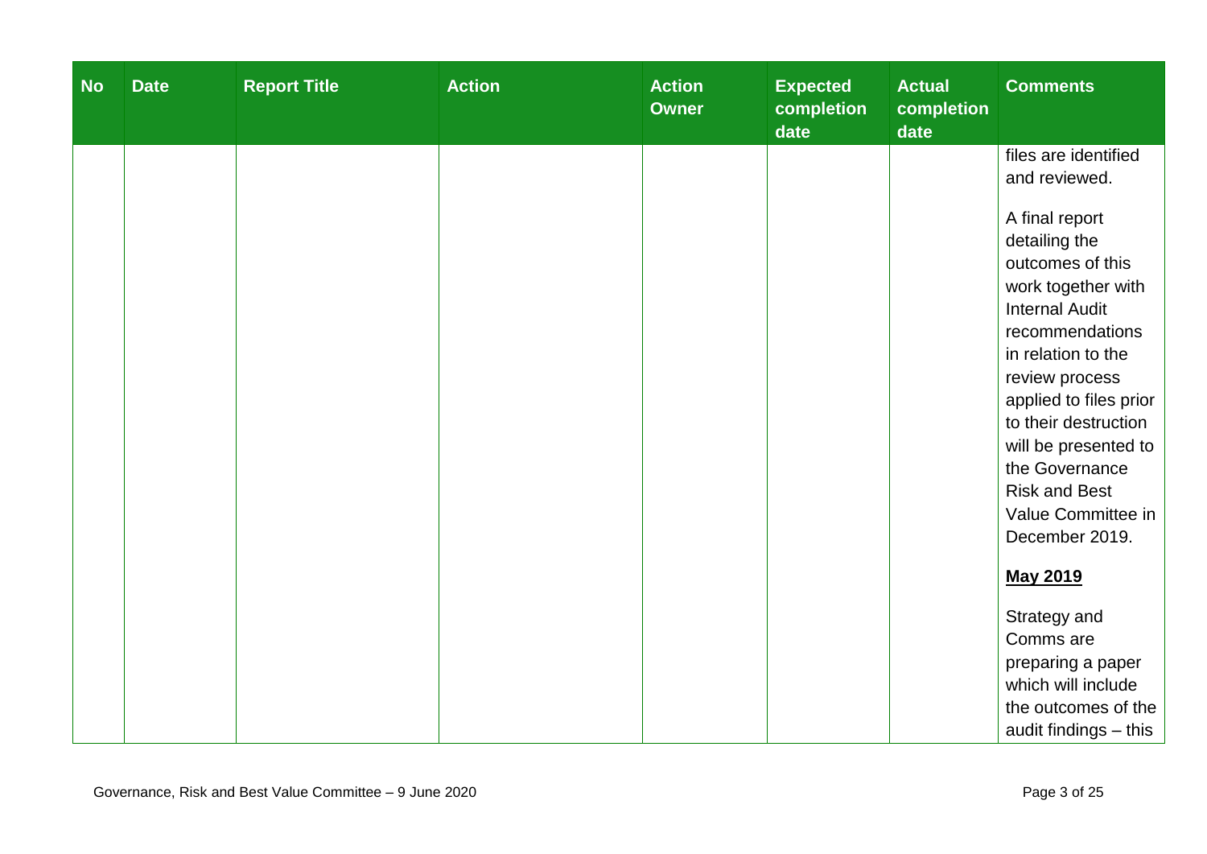| No | Date | Report Title | Action | Action Owner | Expected completion date | Actual completion date | Comments |
|---|---|---|---|---|---|---|---|
| | | | | | | | files are identified and reviewed.<br><br>A final report detailing the outcomes of this work together with Internal Audit recommendations in relation to the review process applied to files prior to their destruction will be presented to the Governance Risk and Best Value Committee in December 2019.<br><br>**<u>May 2019</u>**<br><br>Strategy and Comms are preparing a paper which will include the outcomes of the audit findings – this |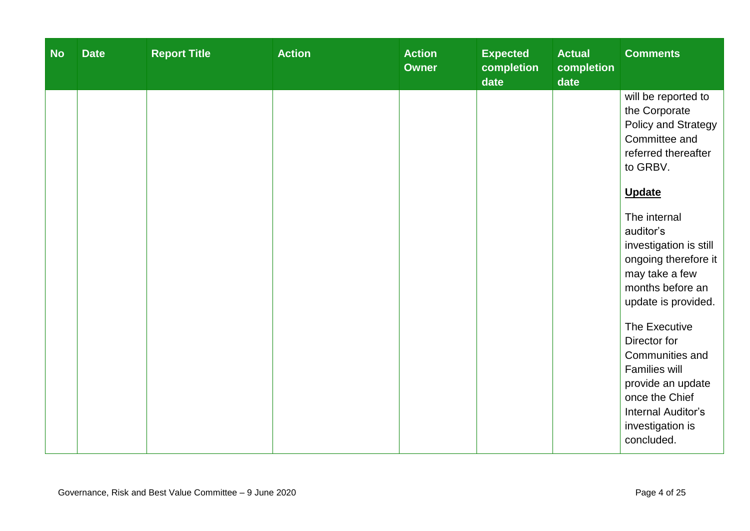| No | Date | Report Title | Action | Action Owner | Expected completion date | Actual completion date | Comments |
|---|---|---|---|---|---|---|---|
| | | | | | | | will be reported to the Corporate Policy and Strategy Committee and referred thereafter to GRBV.<br><br>**Update**<br><br>The internal auditor's investigation is still ongoing therefore it may take a few months before an update is provided.<br><br>The Executive Director for Communities and Families will provide an update once the Chief Internal Auditor's investigation is concluded. |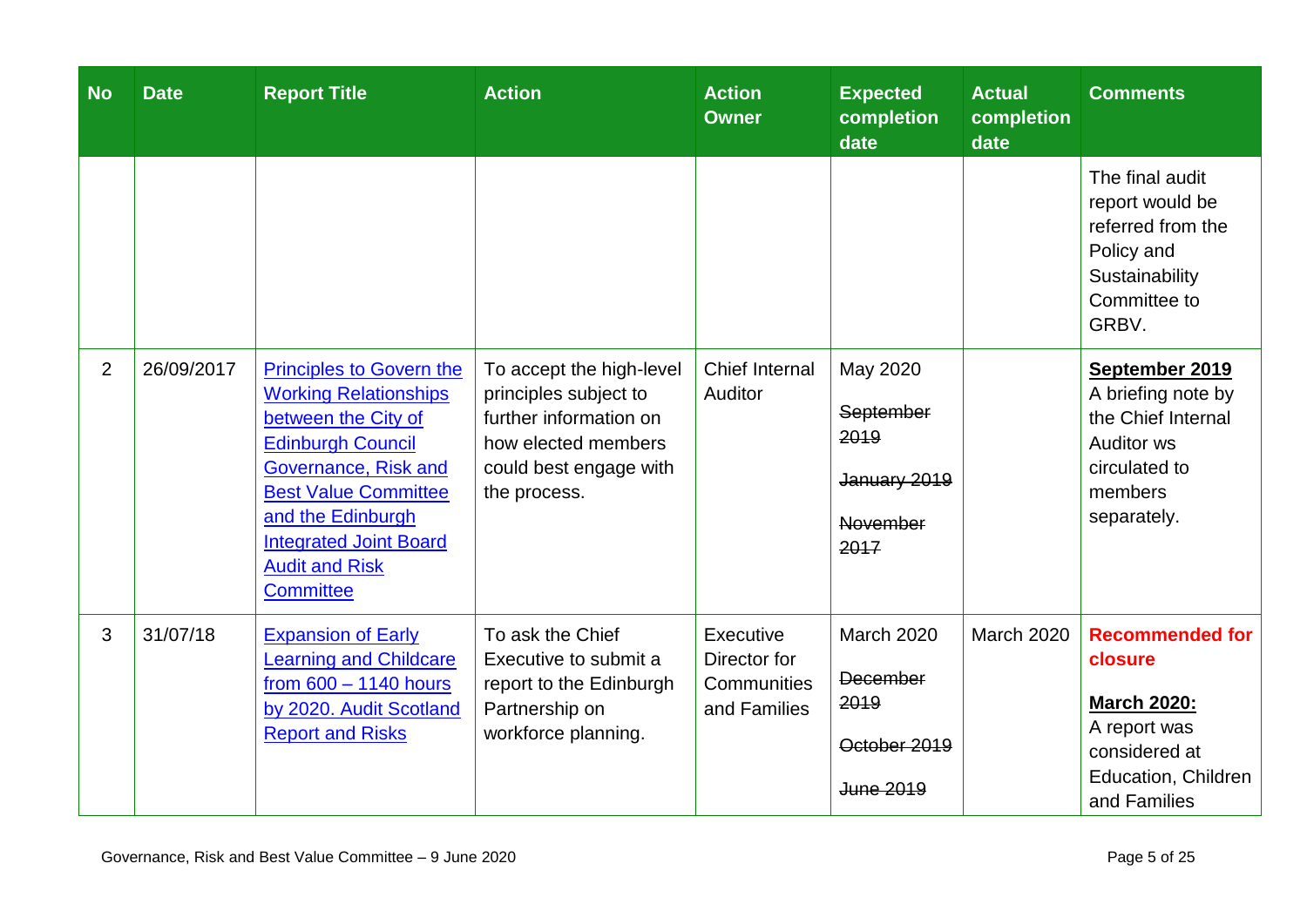| No | Date | Report Title | Action | Action Owner | Expected completion date | Actual completion date | Comments |
|---|---|---|---|---|---|---|---|
| | | | | | | | The final audit report would be referred from the Policy and Sustainability Committee to GRBV. |
| 2 | 26/09/2017 | Principles to Govern the Working Relationships between the City of Edinburgh Council Governance, Risk and Best Value Committee and the Edinburgh Integrated Joint Board Audit and Risk Committee | To accept the high-level principles subject to further information on how elected members could best engage with the process. | Chief Internal Auditor | May 2020<br>~~September 2019~~<br>~~January 2019~~<br>~~November 2017~~ | | **September 2019**<br>A briefing note by the Chief Internal Auditor ws circulated to members separately. |
| 3 | 31/07/18 | Expansion of Early Learning and Childcare from 600 – 1140 hours by 2020. Audit Scotland Report and Risks | To ask the Chief Executive to submit a report to the Edinburgh Partnership on workforce planning. | Executive Director for Communities and Families | March 2020<br>~~December 2019~~<br>~~October 2019~~<br>~~June 2019~~ | March 2020 | **Recommended for closure**<br>**March 2020:**<br>A report was considered at Education, Children and Families |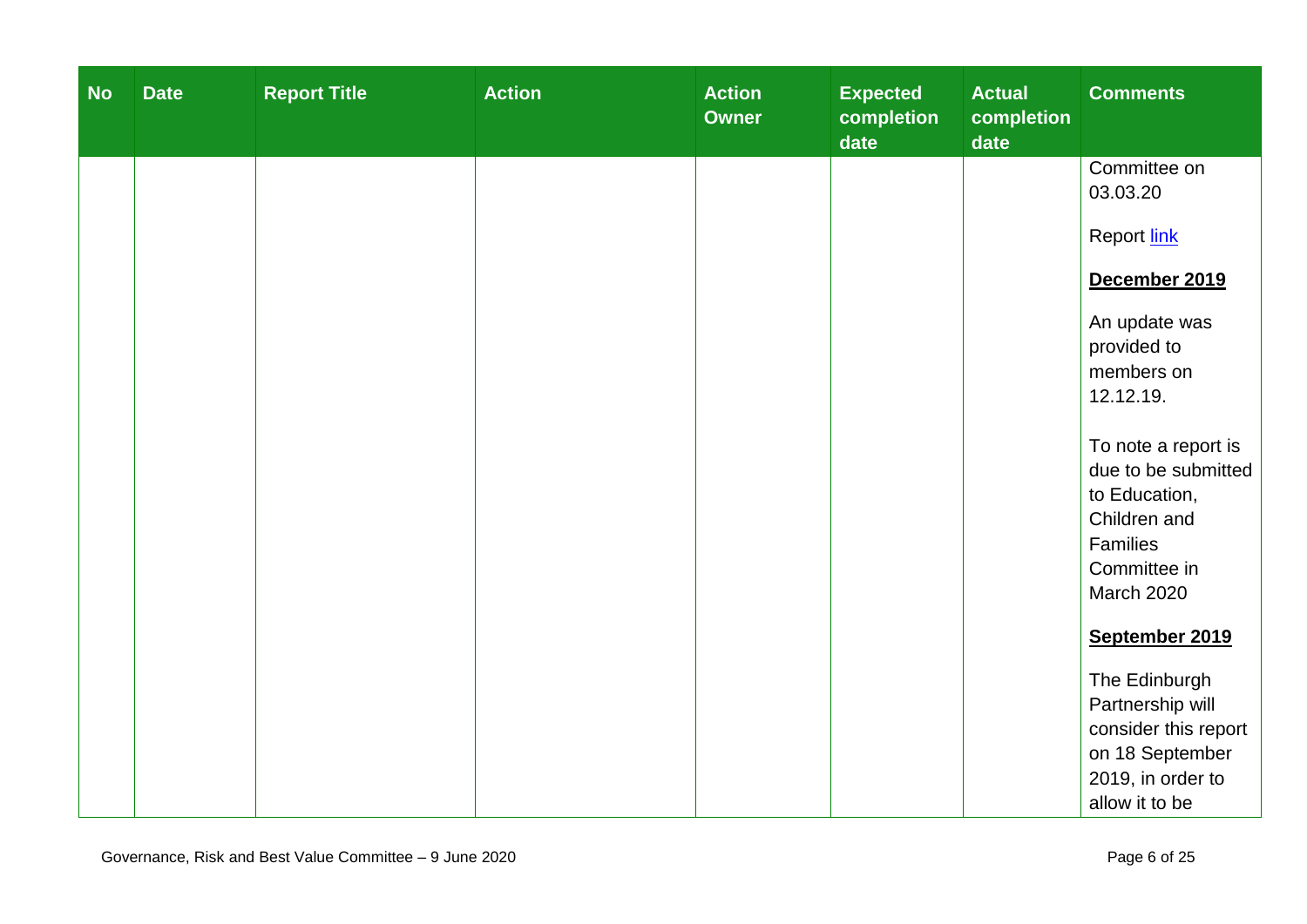| No | Date | Report Title | Action | Action Owner | Expected completion date | Actual completion date | Comments |
|---|---|---|---|---|---|---|---|
| | | | | | | | Committee on 03.03.20<br><br>Report link<br><br>**December 2019**<br><br>An update was provided to members on 12.12.19.<br><br>To note a report is due to be submitted to Education, Children and Families Committee in March 2020<br><br>**September 2019**<br><br>The Edinburgh Partnership will consider this report on 18 September 2019, in order to allow it to be |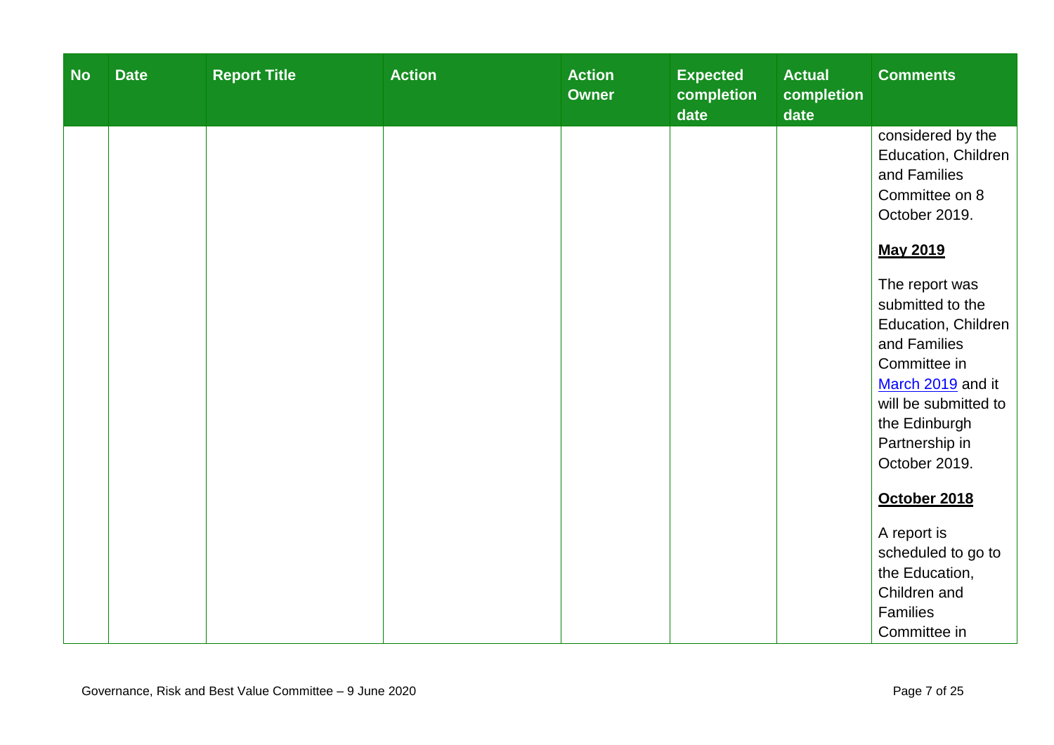| No | Date | Report Title | Action | Action Owner | Expected completion date | Actual completion date | Comments |
|---|---|---|---|---|---|---|---|
| | | | | | | | considered by the Education, Children and Families Committee on 8 October 2019.<br><br>**May 2019**<br><br>The report was submitted to the Education, Children and Families Committee in [March 2019](#) and it will be submitted to the Edinburgh Partnership in October 2019.<br><br>**October 2018**<br><br>A report is scheduled to go to the Education, Children and Families Committee in |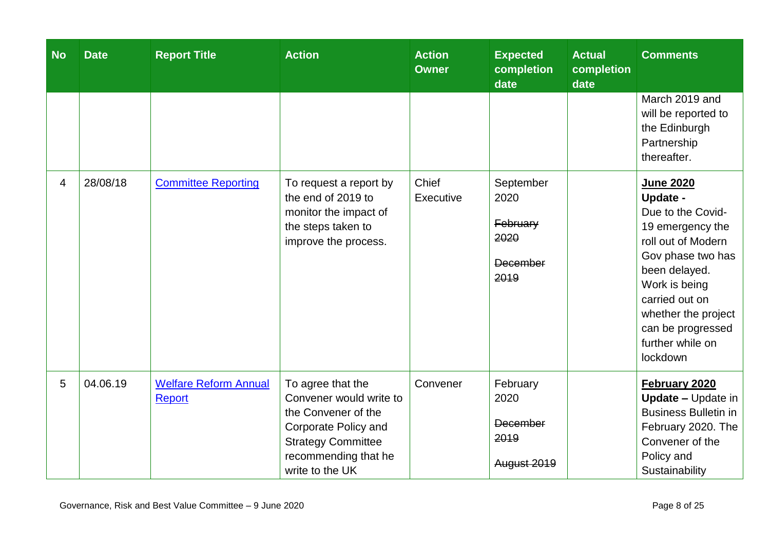| No | Date | Report Title | Action | Action Owner | Expected completion date | Actual completion date | Comments |
|---|---|---|---|---|---|---|---|
| | | | | | | | March 2019 and will be reported to the Edinburgh Partnership thereafter. |
| 4 | 28/08/18 | [Committee Reporting]() | To request a report by the end of 2019 to monitor the impact of the steps taken to improve the process. | Chief Executive | September 2020<br><br>~~February 2020~~<br><br>~~December 2019~~ | | **June 2020 Update -** Due to the Covid-19 emergency the roll out of Modern Gov phase two has been delayed. Work is being carried out on whether the project can be progressed further while on lockdown |
| 5 | 04.06.19 | [Welfare Reform Annual Report]() | To agree that the Convener would write to the Convener of the Corporate Policy and Strategy Committee recommending that he write to the UK | Convener | February 2020<br><br>~~December 2019~~<br><br>~~August 2019~~ | | **February 2020 Update –** Update in Business Bulletin in February 2020. The Convener of the Policy and Sustainability |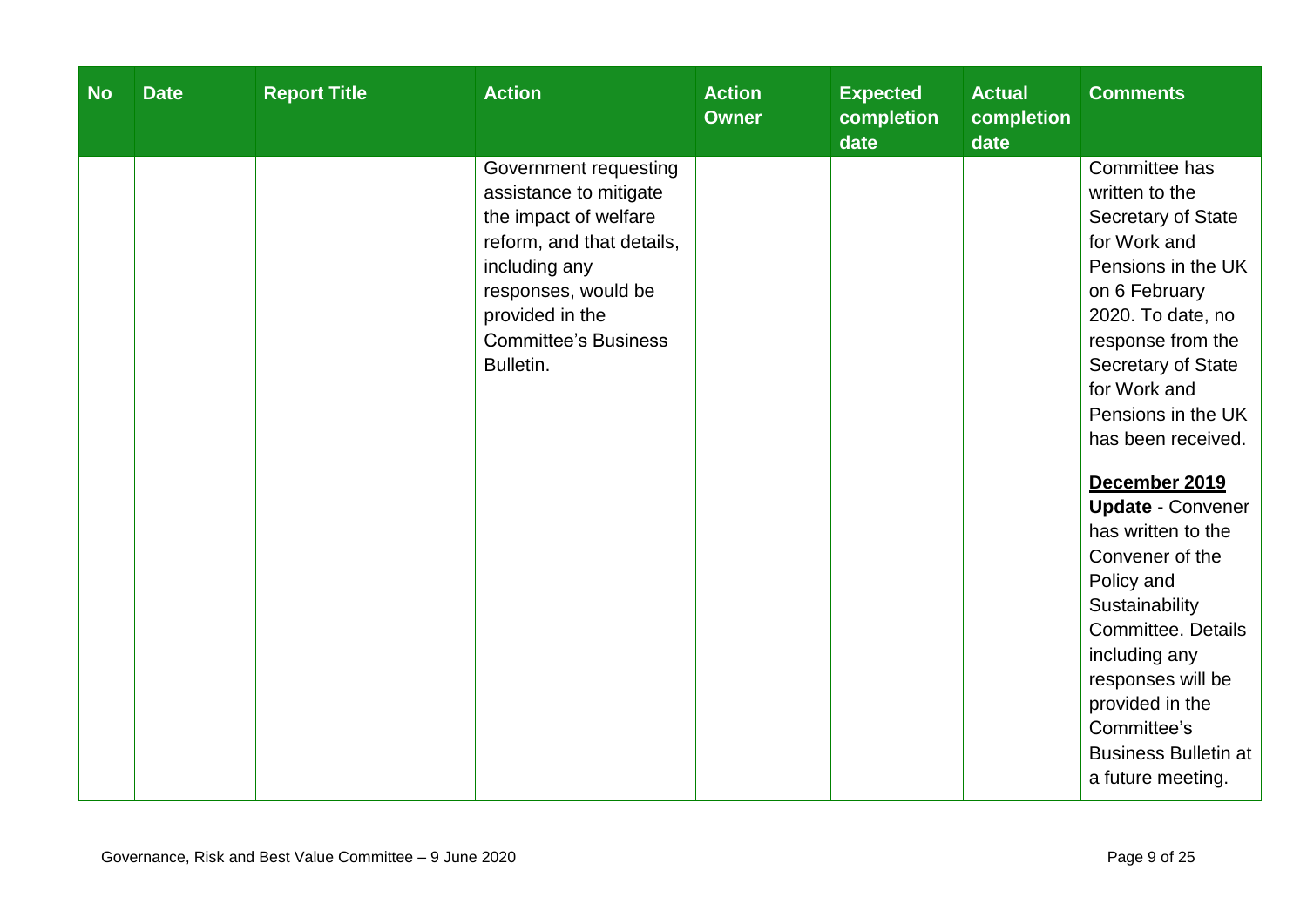| No | Date | Report Title | Action | Action Owner | Expected completion date | Actual completion date | Comments |
|---|---|---|---|---|---|---|---|
| | | | Government requesting assistance to mitigate the impact of welfare reform, and that details, including any responses, would be provided in the Committee's Business Bulletin. | | | | Committee has written to the Secretary of State for Work and Pensions in the UK on 6 February 2020. To date, no response from the Secretary of State for Work and Pensions in the UK has been received.<br><br>**<u>December 2019</u> Update** - Convener has written to the Convener of the Policy and Sustainability Committee. Details including any responses will be provided in the Committee's Business Bulletin at a future meeting. |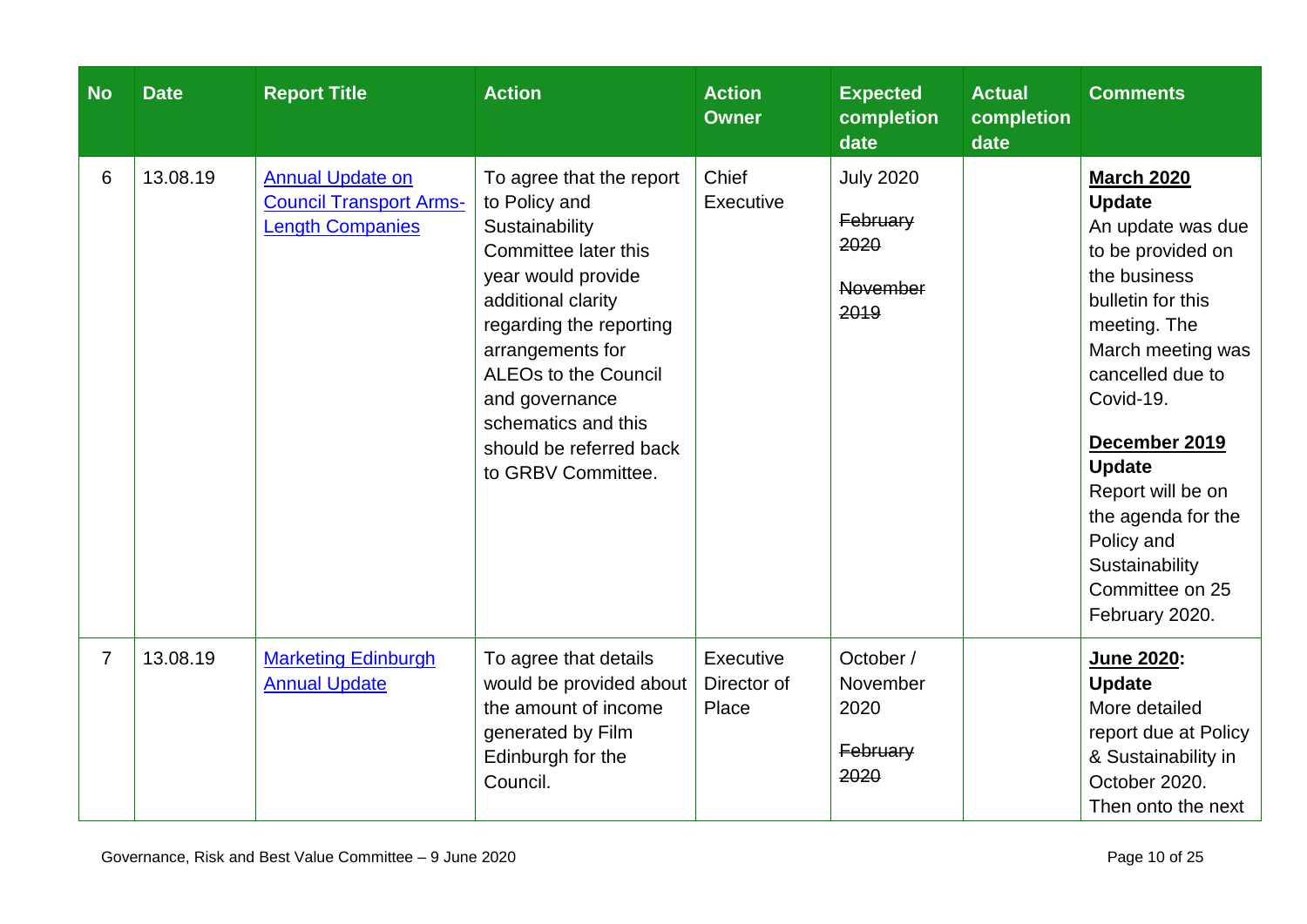| No | Date | Report Title | Action | Action Owner | Expected completion date | Actual completion date | Comments |
|---|---|---|---|---|---|---|---|
| 6 | 13.08.19 | Annual Update on Council Transport Arms-Length Companies | To agree that the report to Policy and Sustainability Committee later this year would provide additional clarity regarding the reporting arrangements for ALEOs to the Council and governance schematics and this should be referred back to GRBV Committee. | Chief Executive | July 2020<br><br>~~February 2020~~<br><br>~~November 2019~~ | | **March 2020 Update**<br>An update was due to be provided on the business bulletin for this meeting. The March meeting was cancelled due to Covid-19.<br><br>**December 2019 Update**<br>Report will be on the agenda for the Policy and Sustainability Committee on 25 February 2020. |
| 7 | 13.08.19 | Marketing Edinburgh Annual Update | To agree that details would be provided about the amount of income generated by Film Edinburgh for the Council. | Executive Director of Place | October / November 2020<br><br>~~February 2020~~ | | **June 2020: Update**<br>More detailed report due at Policy & Sustainability in October 2020. Then onto the next |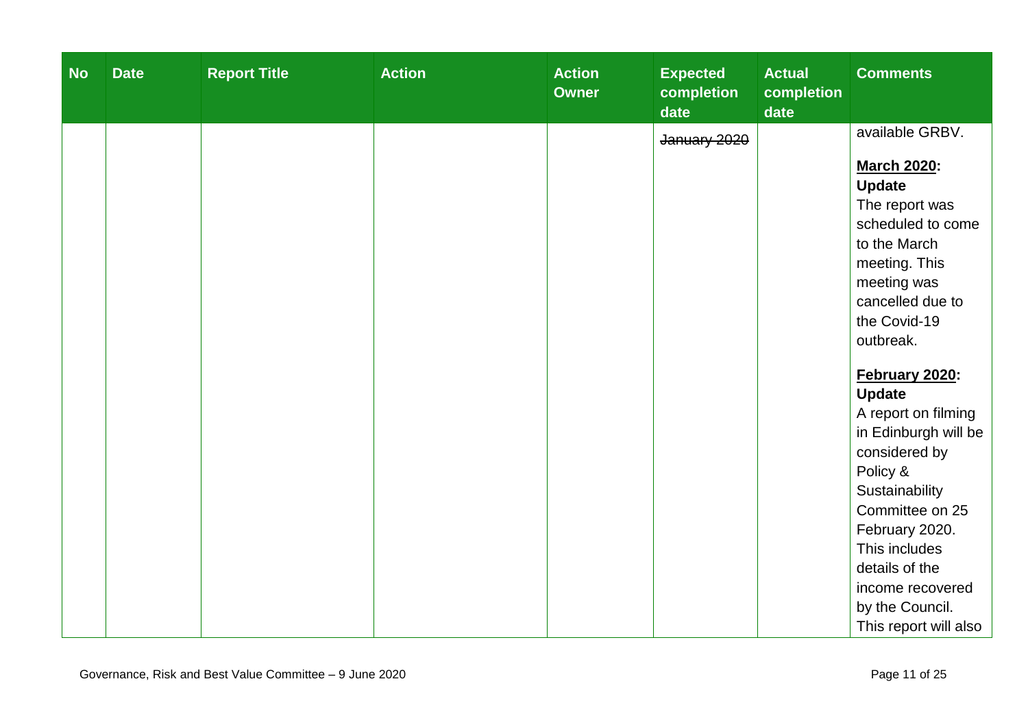| No | Date | Report Title | Action | Action Owner | Expected completion date | Actual completion date | Comments |
|---|---|---|---|---|---|---|---|
| | | | | | ~~January 2020~~ | | available GRBV.<br><br>**March 2020: Update**<br>The report was scheduled to come to the March meeting. This meeting was cancelled due to the Covid-19 outbreak.<br><br>**February 2020: Update**<br>A report on filming in Edinburgh will be considered by Policy & Sustainability Committee on 25 February 2020. This includes details of the income recovered by the Council. This report will also |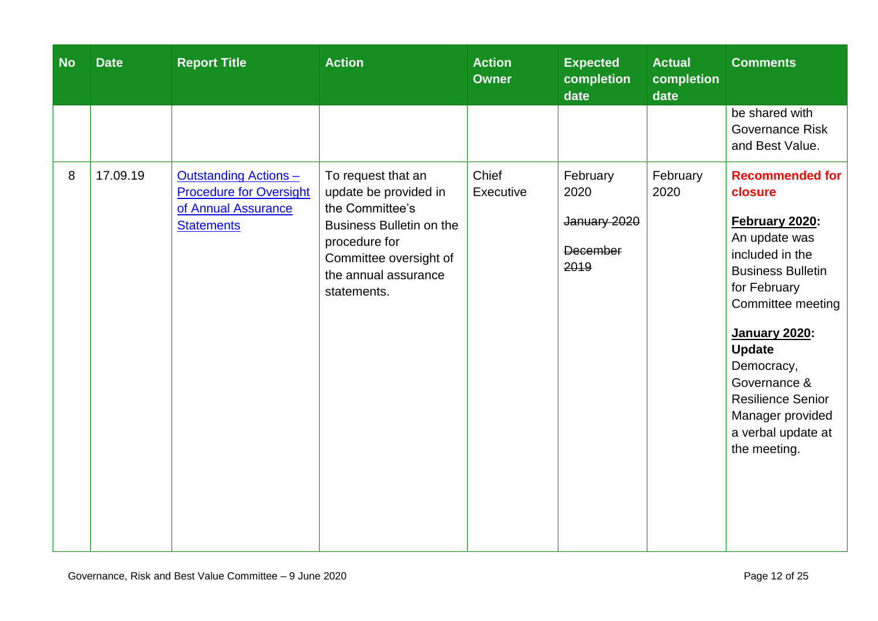| No | Date | Report Title | Action | Action Owner | Expected completion date | Actual completion date | Comments |
|---|---|---|---|---|---|---|---|
| | | | | | | | be shared with Governance Risk and Best Value. |
| 8 | 17.09.19 | Outstanding Actions – Procedure for Oversight of Annual Assurance Statements | To request that an update be provided in the Committee's Business Bulletin on the procedure for Committee oversight of the annual assurance statements. | Chief Executive | February 2020<br><br>~~January 2020~~<br><br>~~December 2019~~ | February 2020 | **Recommended for closure**<br><br>**February 2020:** An update was included in the Business Bulletin for February Committee meeting<br><br>**January 2020: Update** Democracy, Governance & Resilience Senior Manager provided a verbal update at the meeting. |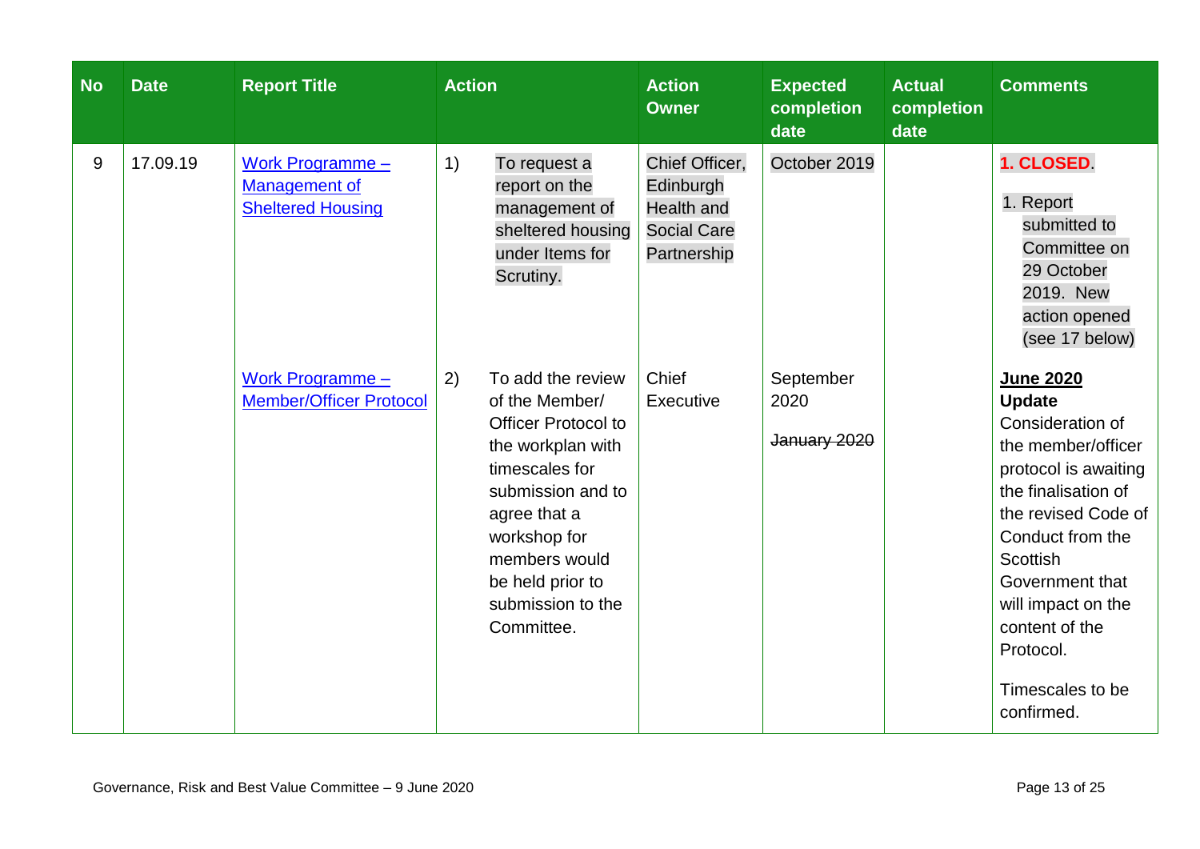| No | Date | Report Title | Action | Action Owner | Expected completion date | Actual completion date | Comments |
|---|---|---|---|---|---|---|---|
| 9 | 17.09.19 | Work Programme – Management of Sheltered Housing | 1) To request a report on the management of sheltered housing under Items for Scrutiny. | Chief Officer, Edinburgh Health and Social Care Partnership | October 2019 | | **1. CLOSED**. 1. Report submitted to Committee on 29 October 2019. New action opened (see 17 below) |
| | | Work Programme – Member/Officer Protocol | 2) To add the review of the Member/ Officer Protocol to the workplan with timescales for submission and to agree that a workshop for members would be held prior to submission to the Committee. | Chief Executive | September 2020 ~~January 2020~~ | | **June 2020 Update** Consideration of the member/officer protocol is awaiting the finalisation of the revised Code of Conduct from the Scottish Government that will impact on the content of the Protocol. Timescales to be confirmed. |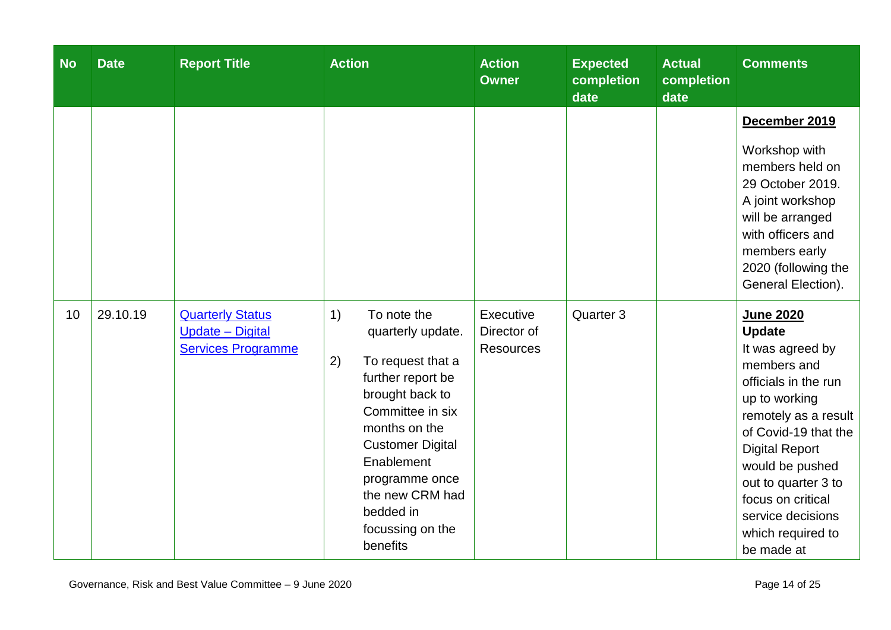| No | Date | Report Title | Action | Action Owner | Expected completion date | Actual completion date | Comments |
|---|---|---|---|---|---|---|---|
| | | | | | | | **<u>December 2019</u>**<br><br>Workshop with members held on 29 October 2019. A joint workshop will be arranged with officers and members early 2020 (following the General Election). |
| 10 | 29.10.19 | [Quarterly Status Update – Digital Services Programme]() | 1) To note the quarterly update.<br><br>2) To request that a further report be brought back to Committee in six months on the Customer Digital Enablement programme once the new CRM had bedded in focussing on the benefits | Executive Director of Resources | Quarter 3 | | **<u>June 2020</u> Update**<br>It was agreed by members and officials in the run up to working remotely as a result of Covid-19 that the Digital Report would be pushed out to quarter 3 to focus on critical service decisions which required to be made at |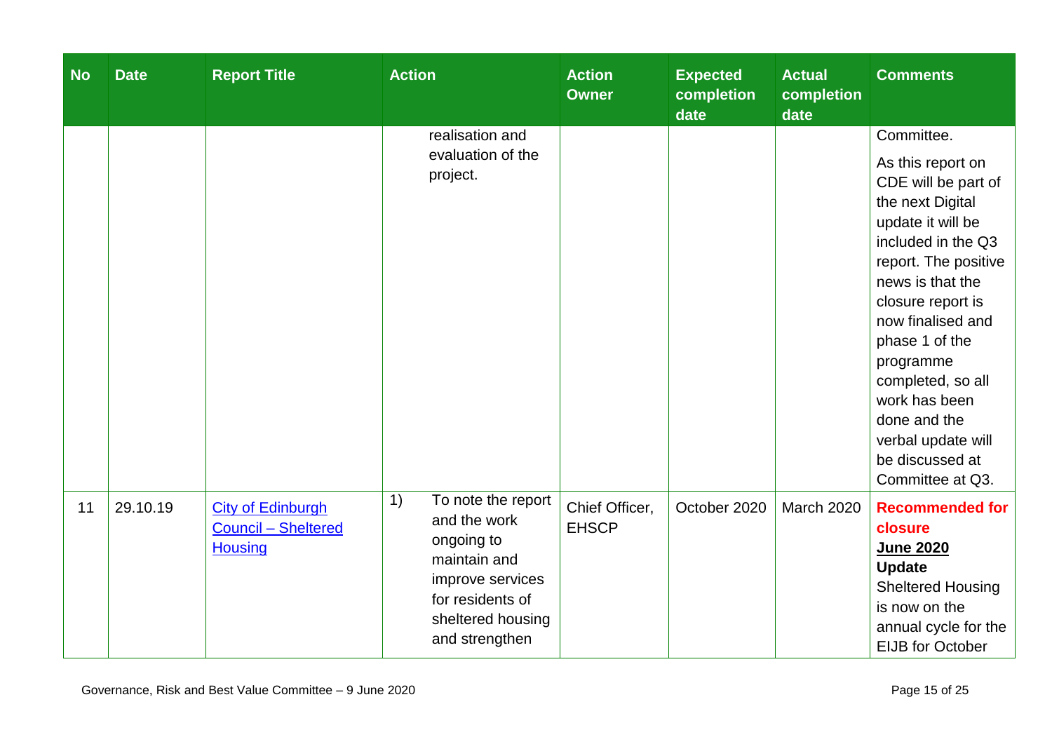| No | Date | Report Title | Action | Action Owner | Expected completion date | Actual completion date | Comments |
|---|---|---|---|---|---|---|---|
| | | | realisation and evaluation of the project. | | | | Committee.<br><br>As this report on CDE will be part of the next Digital update it will be included in the Q3 report. The positive news is that the closure report is now finalised and phase 1 of the programme completed, so all work has been done and the verbal update will be discussed at Committee at Q3. |
| 11 | 29.10.19 | City of Edinburgh Council – Sheltered Housing | 1) To note the report and the work ongoing to maintain and improve services for residents of sheltered housing and strengthen | Chief Officer, EHSCP | October 2020 | March 2020 | **Recommended for closure**<br>**June 2020 Update**<br>Sheltered Housing is now on the annual cycle for the EIJB for October |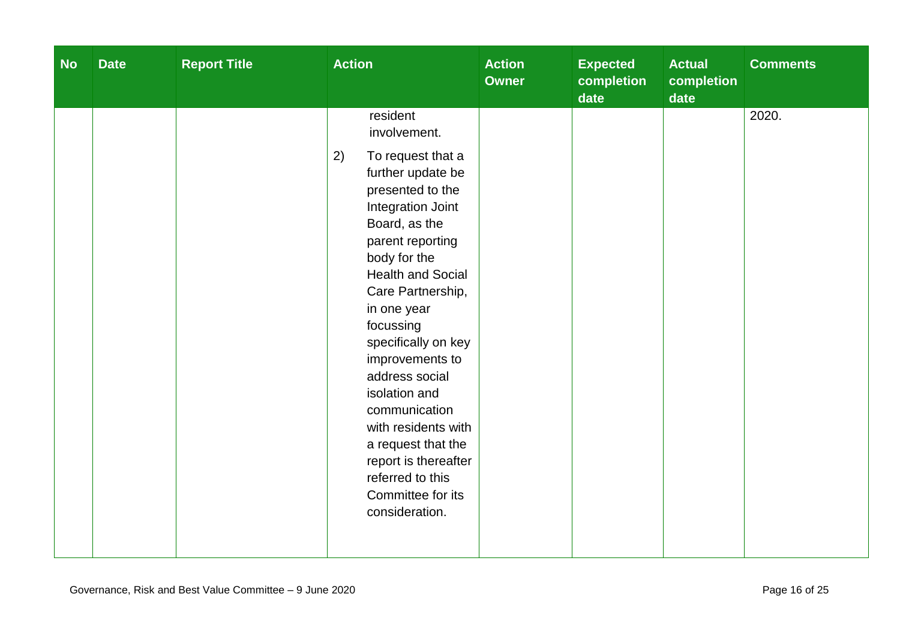| No | Date | Report Title | Action | Action Owner | Expected completion date | Actual completion date | Comments |
|---|---|---|---|---|---|---|---|
| | | | resident involvement.<br><br>2) To request that a further update be presented to the Integration Joint Board, as the parent reporting body for the Health and Social Care Partnership, in one year focussing specifically on key improvements to address social isolation and communication with residents with a request that the report is thereafter referred to this Committee for its consideration. | | | | 2020. |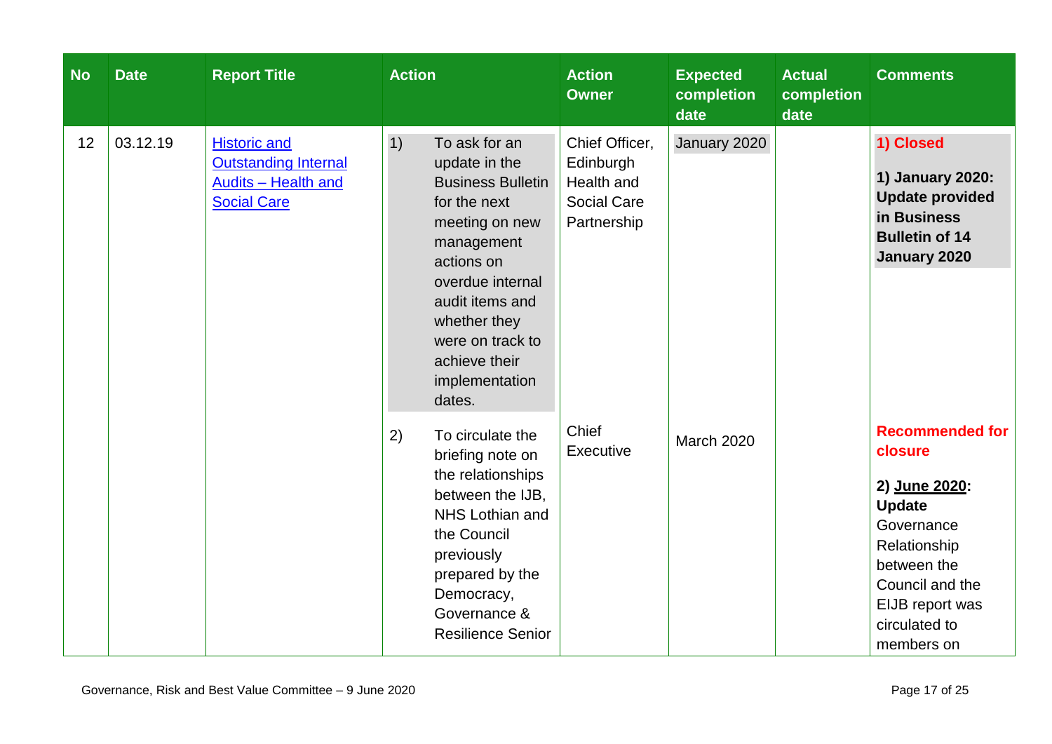| No | Date | Report Title | Action | Action Owner | Expected completion date | Actual completion date | Comments |
|---|---|---|---|---|---|---|---|
| 12 | 03.12.19 | Historic and Outstanding Internal Audits – Health and Social Care | 1) To ask for an update in the Business Bulletin for the next meeting on new management actions on overdue internal audit items and whether they were on track to achieve their implementation dates. | Chief Officer, Edinburgh Health and Social Care Partnership | January 2020 | | **1) Closed**<br><br>**1) January 2020: Update provided in Business Bulletin of 14 January 2020** |
| | | | 2) To circulate the briefing note on the relationships between the IJB, NHS Lothian and the Council previously prepared by the Democracy, Governance & Resilience Senior | Chief Executive | March 2020 | | **Recommended for closure**<br><br>**2) June 2020: Update** Governance Relationship between the Council and the EIJB report was circulated to members on |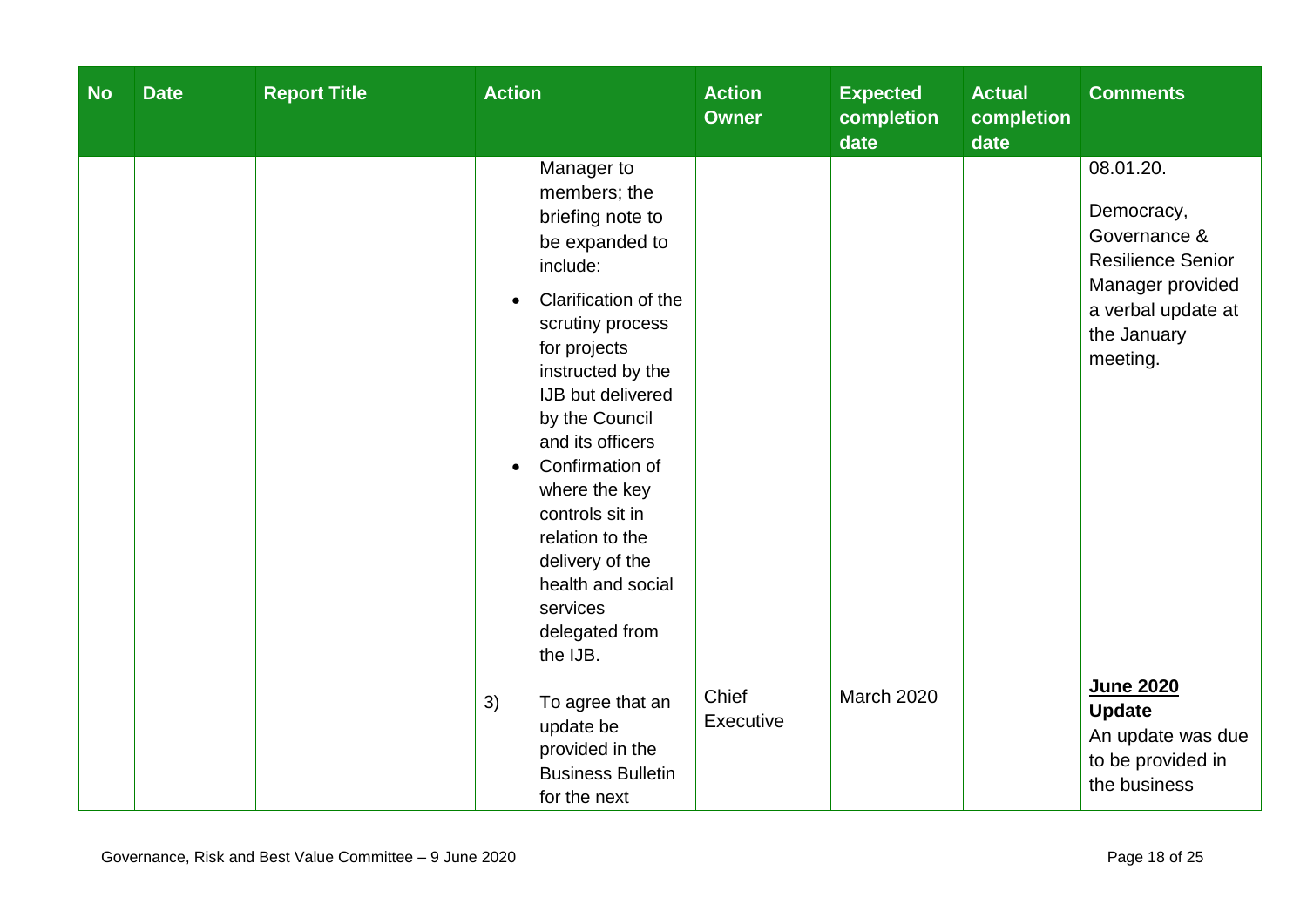| No | Date | Report Title | Action | Action Owner | Expected completion date | Actual completion date | Comments |
|---|---|---|---|---|---|---|---|
| | | | Manager to members; the briefing note to be expanded to include:<br>• Clarification of the scrutiny process for projects instructed by the IJB but delivered by the Council and its officers<br>• Confirmation of where the key controls sit in relation to the delivery of the health and social services delegated from the IJB. | | | | 08.01.20.<br><br>Democracy, Governance & Resilience Senior Manager provided a verbal update at the January meeting. |
| | | | 3) To agree that an update be provided in the Business Bulletin for the next | Chief Executive | March 2020 | | **June 2020 Update**<br>An update was due to be provided in the business |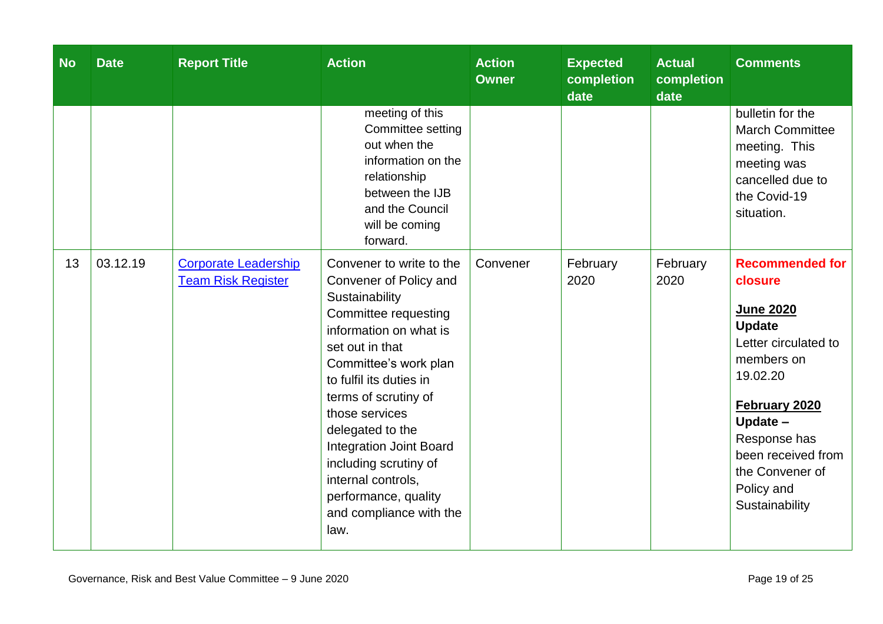| No | Date | Report Title | Action | Action Owner | Expected completion date | Actual completion date | Comments |
|---|---|---|---|---|---|---|---|
| | | | meeting of this Committee setting out when the information on the relationship between the IJB and the Council will be coming forward. | | | | bulletin for the March Committee meeting. This meeting was cancelled due to the Covid-19 situation. |
| 13 | 03.12.19 | [Corporate Leadership Team Risk Register]() | Convener to write to the Convener of Policy and Sustainability Committee requesting information on what is set out in that Committee's work plan to fulfil its duties in terms of scrutiny of those services delegated to the Integration Joint Board including scrutiny of internal controls, performance, quality and compliance with the law. | Convener | February 2020 | February 2020 | **Recommended for closure**<br><br>**June 2020 Update**<br>Letter circulated to members on 19.02.20<br><br>**February 2020 Update –**<br>Response has been received from the Convener of Policy and Sustainability |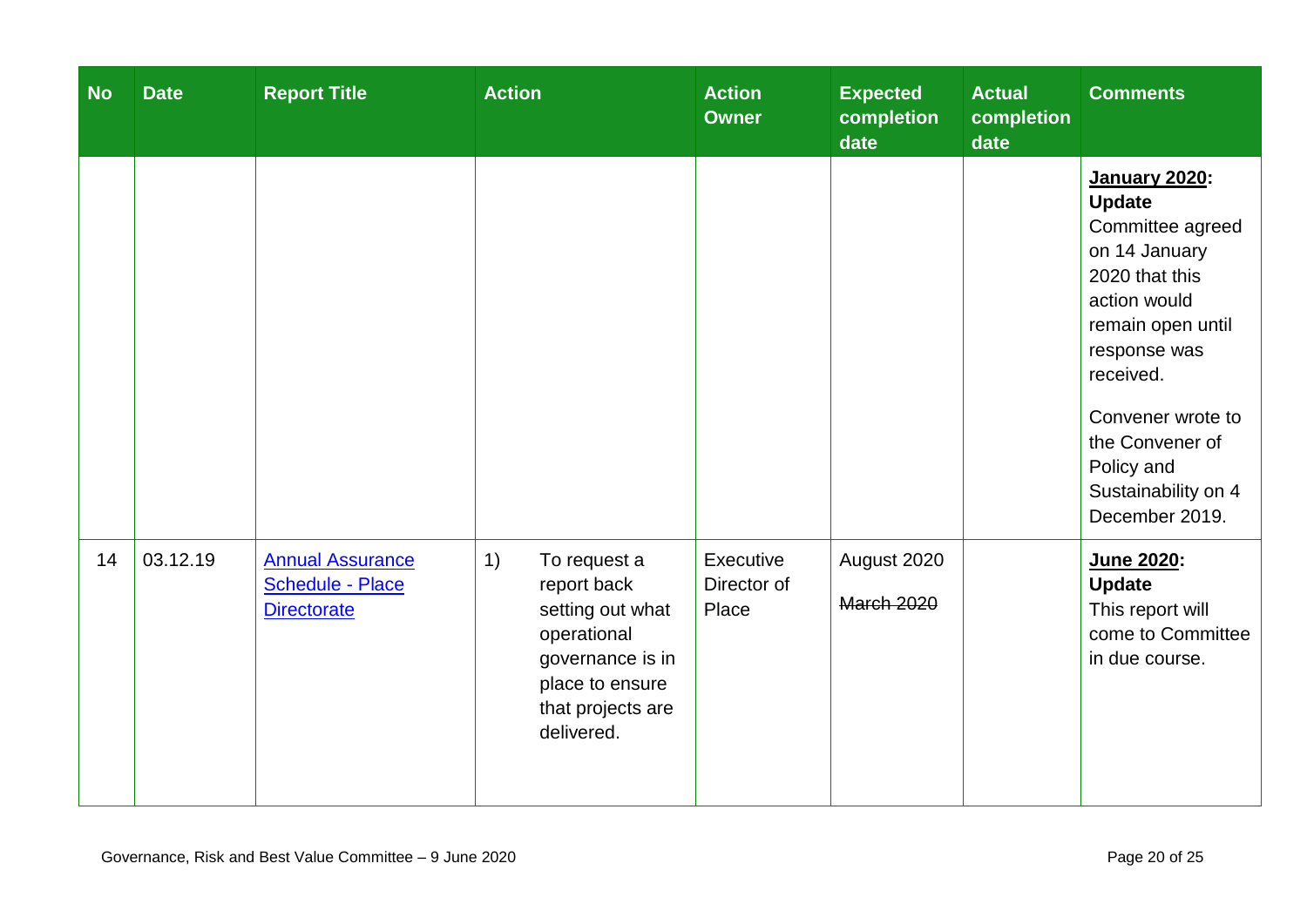| No | Date | Report Title | Action | Action Owner | Expected completion date | Actual completion date | Comments |
|---|---|---|---|---|---|---|---|
| | | | | | | | **<u>January 2020</u>: Update** Committee agreed on 14 January 2020 that this action would remain open until response was received. Convener wrote to the Convener of Policy and Sustainability on 4 December 2019. |
| 14 | 03.12.19 | [Annual Assurance Schedule - Place Directorate]() | 1) To request a report back setting out what operational governance is in place to ensure that projects are delivered. | Executive Director of Place | August 2020 ~~March 2020~~ | | **<u>June 2020</u>: Update** This report will come to Committee in due course. |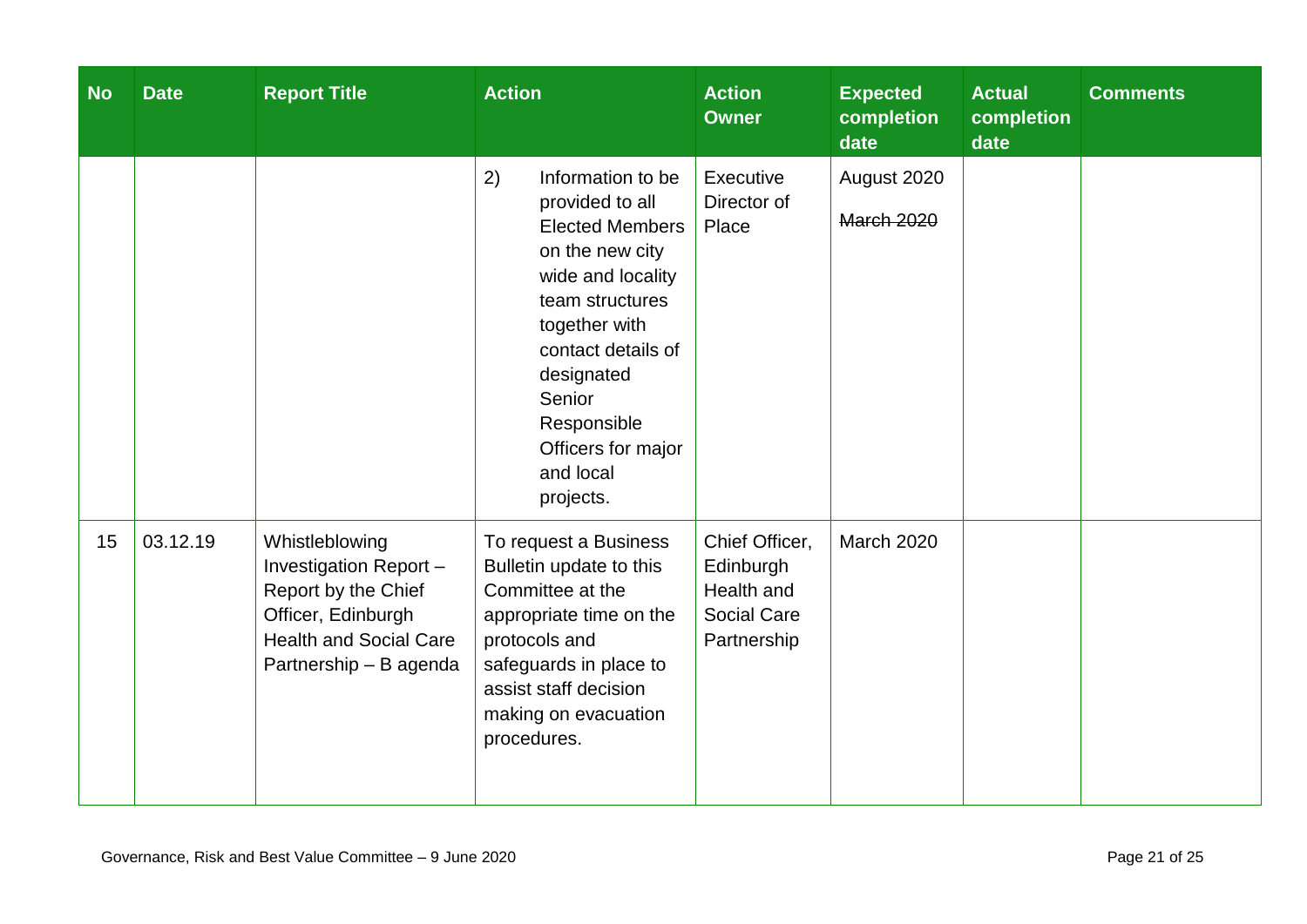| No | Date | Report Title | Action | Action Owner | Expected completion date | Actual completion date | Comments |
|---|---|---|---|---|---|---|---|
| | | | 2) Information to be provided to all Elected Members on the new city wide and locality team structures together with contact details of designated Senior Responsible Officers for major and local projects. | Executive Director of Place | August 2020 ~~March 2020~~ | | |
| 15 | 03.12.19 | Whistleblowing Investigation Report – Report by the Chief Officer, Edinburgh Health and Social Care Partnership – B agenda | To request a Business Bulletin update to this Committee at the appropriate time on the protocols and safeguards in place to assist staff decision making on evacuation procedures. | Chief Officer, Edinburgh Health and Social Care Partnership | March 2020 | | |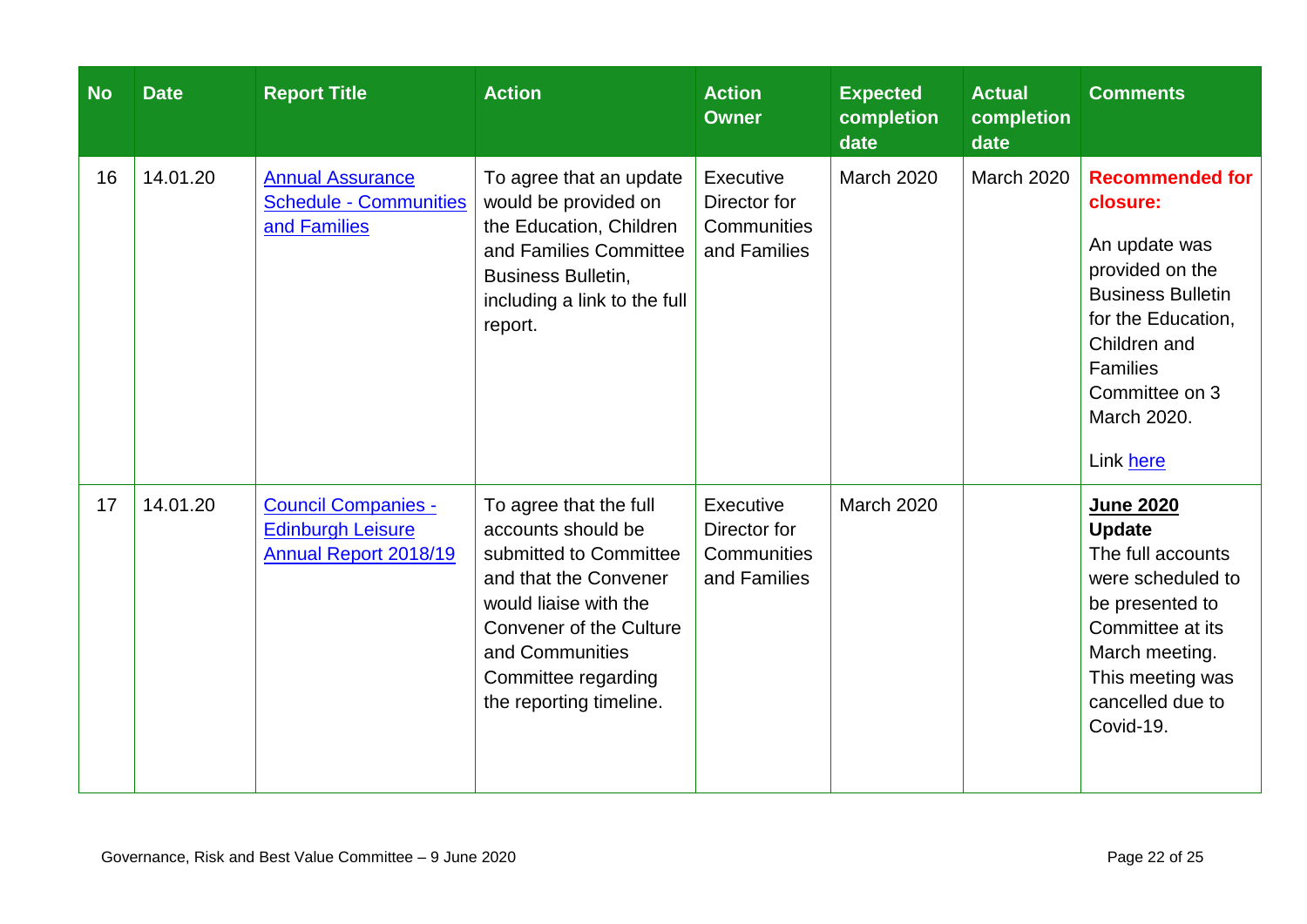| No | Date | Report Title | Action | Action Owner | Expected completion date | Actual completion date | Comments |
|---|---|---|---|---|---|---|---|
| 16 | 14.01.20 | Annual Assurance Schedule - Communities and Families | To agree that an update would be provided on the Education, Children and Families Committee Business Bulletin, including a link to the full report. | Executive Director for Communities and Families | March 2020 | March 2020 | **Recommended for closure:** An update was provided on the Business Bulletin for the Education, Children and Families Committee on 3 March 2020. Link here |
| 17 | 14.01.20 | Council Companies - Edinburgh Leisure Annual Report 2018/19 | To agree that the full accounts should be submitted to Committee and that the Convener would liaise with the Convener of the Culture and Communities Committee regarding the reporting timeline. | Executive Director for Communities and Families | March 2020 | | **June 2020 Update** The full accounts were scheduled to be presented to Committee at its March meeting. This meeting was cancelled due to Covid-19. |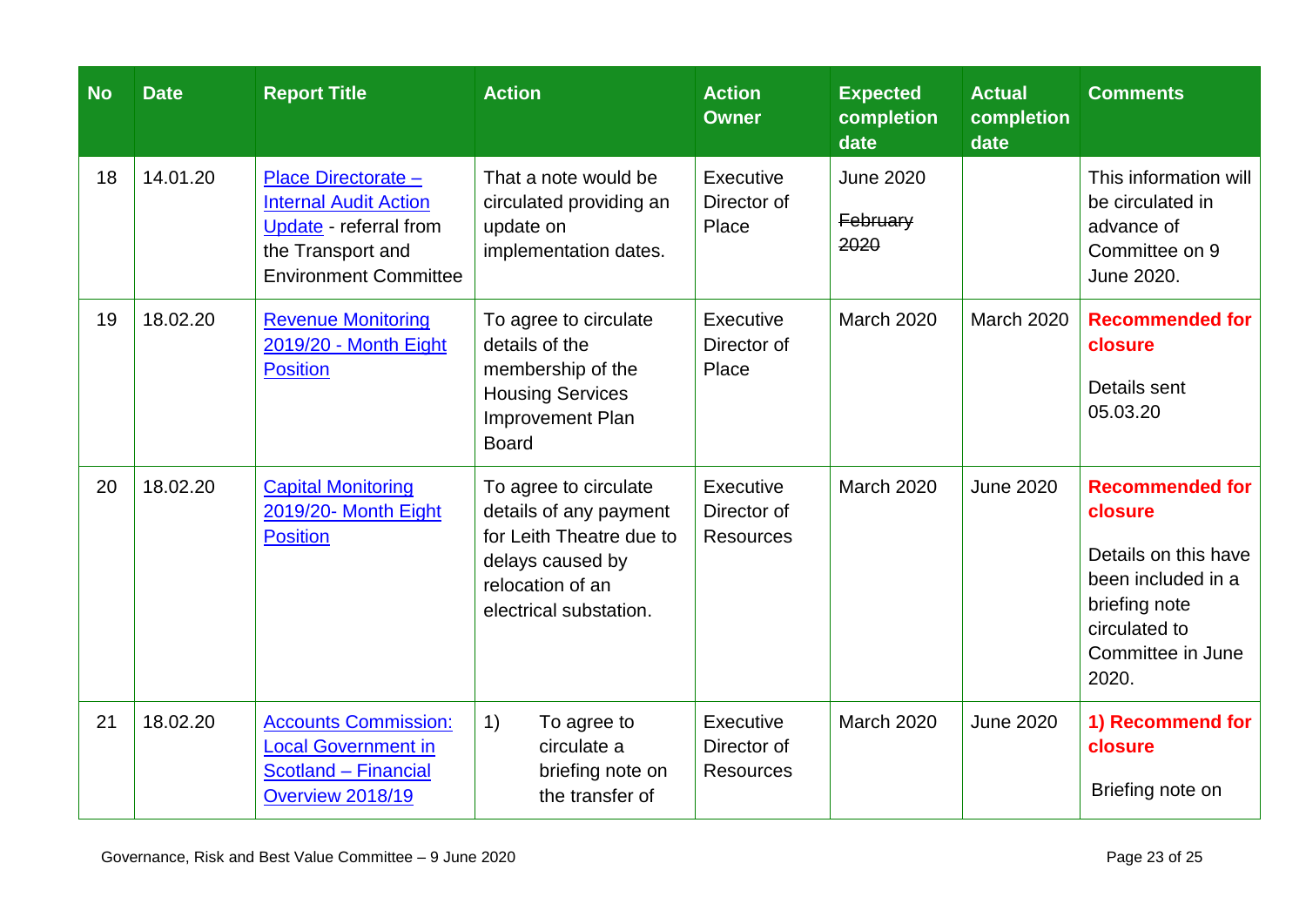| No | Date | Report Title | Action | Action Owner | Expected completion date | Actual completion date | Comments |
|---|---|---|---|---|---|---|---|
| 18 | 14.01.20 | Place Directorate – Internal Audit Action Update - referral from the Transport and Environment Committee | That a note would be circulated providing an update on implementation dates. | Executive Director of Place | June 2020<br>~~February 2020~~ | | This information will be circulated in advance of Committee on 9 June 2020. |
| 19 | 18.02.20 | Revenue Monitoring 2019/20 - Month Eight Position | To agree to circulate details of the membership of the Housing Services Improvement Plan Board | Executive Director of Place | March 2020 | March 2020 | **Recommended for closure**<br>Details sent 05.03.20 |
| 20 | 18.02.20 | Capital Monitoring 2019/20- Month Eight Position | To agree to circulate details of any payment for Leith Theatre due to delays caused by relocation of an electrical substation. | Executive Director of Resources | March 2020 | June 2020 | **Recommended for closure**<br>Details on this have been included in a briefing note circulated to Committee in June 2020. |
| 21 | 18.02.20 | Accounts Commission: Local Government in Scotland – Financial Overview 2018/19 | 1) To agree to circulate a briefing note on the transfer of | Executive Director of Resources | March 2020 | June 2020 | **1) Recommend for closure**<br>Briefing note on |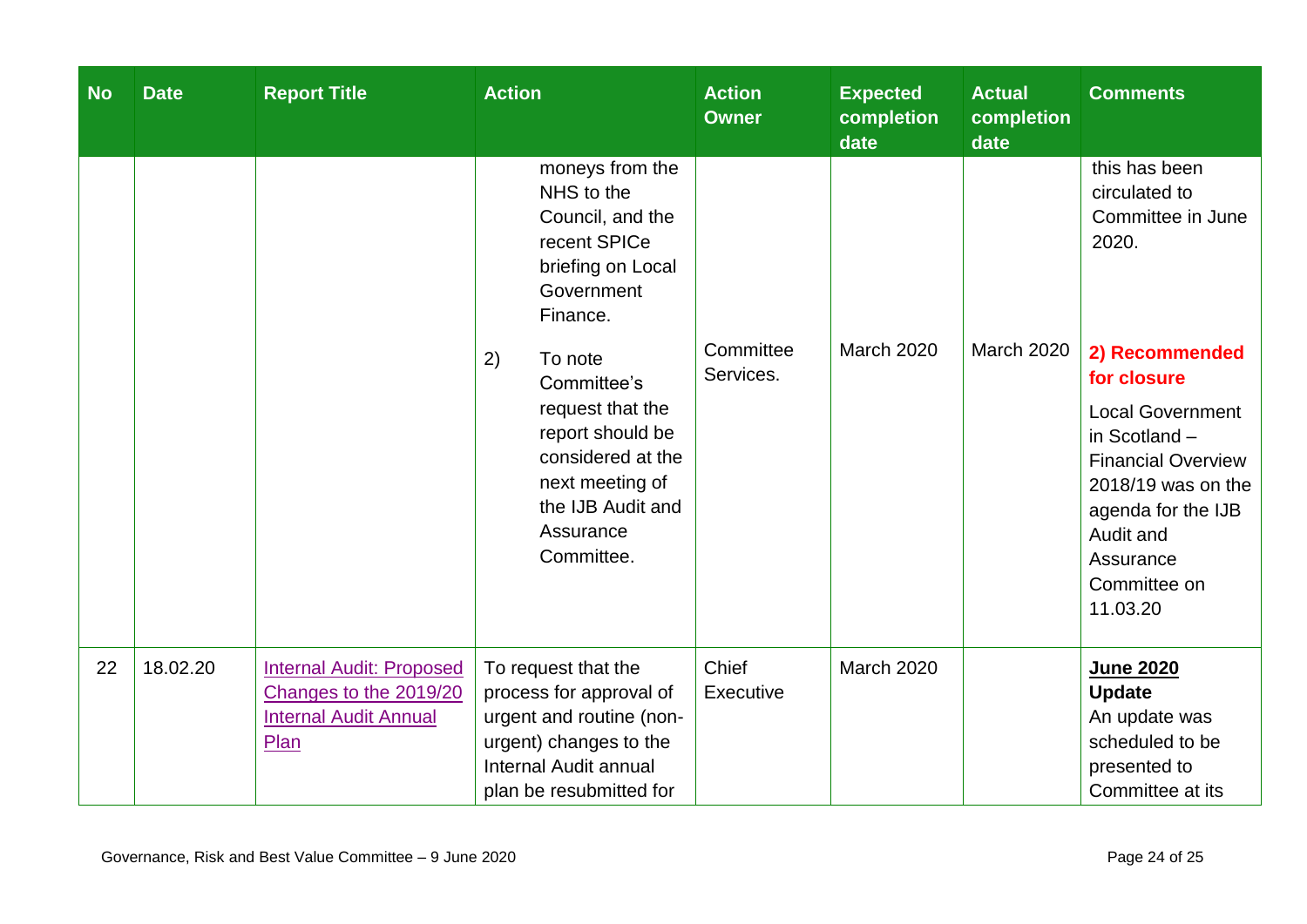| No | Date | Report Title | Action | Action Owner | Expected completion date | Actual completion date | Comments |
|---|---|---|---|---|---|---|---|
| | | | moneys from the NHS to the Council, and the recent SPICe briefing on Local Government Finance. | | | | this has been circulated to Committee in June 2020. |
| | | | 2) To note Committee's request that the report should be considered at the next meeting of the IJB Audit and Assurance Committee. | Committee Services. | March 2020 | March 2020 | **2) Recommended for closure** Local Government in Scotland – Financial Overview 2018/19 was on the agenda for the IJB Audit and Assurance Committee on 11.03.20 |
| 22 | 18.02.20 | Internal Audit: Proposed Changes to the 2019/20 Internal Audit Annual Plan | To request that the process for approval of urgent and routine (non-urgent) changes to the Internal Audit annual plan be resubmitted for | Chief Executive | March 2020 | | **June 2020 Update** An update was scheduled to be presented to Committee at its |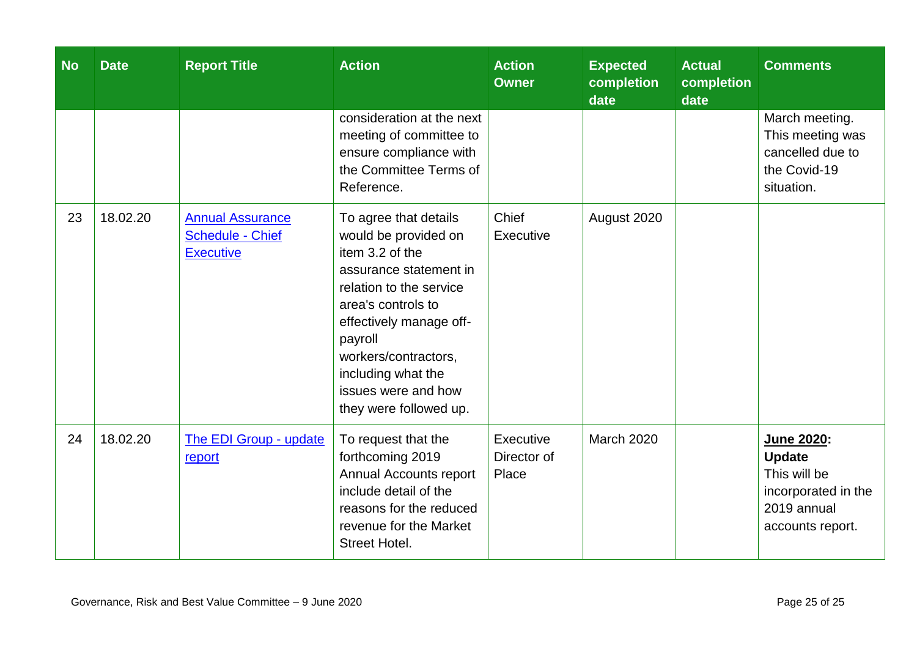| No | Date | Report Title | Action | Action Owner | Expected completion date | Actual completion date | Comments |
|---|---|---|---|---|---|---|---|
| | | | consideration at the next meeting of committee to ensure compliance with the Committee Terms of Reference. | | | | March meeting. This meeting was cancelled due to the Covid-19 situation. |
| 23 | 18.02.20 | [Annual Assurance Schedule - Chief Executive]() | To agree that details would be provided on item 3.2 of the assurance statement in relation to the service area's controls to effectively manage off-payroll workers/contractors, including what the issues were and how they were followed up. | Chief Executive | August 2020 | | |
| 24 | 18.02.20 | [The EDI Group - update report]() | To request that the forthcoming 2019 Annual Accounts report include detail of the reasons for the reduced revenue for the Market Street Hotel. | Executive Director of Place | March 2020 | | **June 2020: Update** This will be incorporated in the 2019 annual accounts report. |